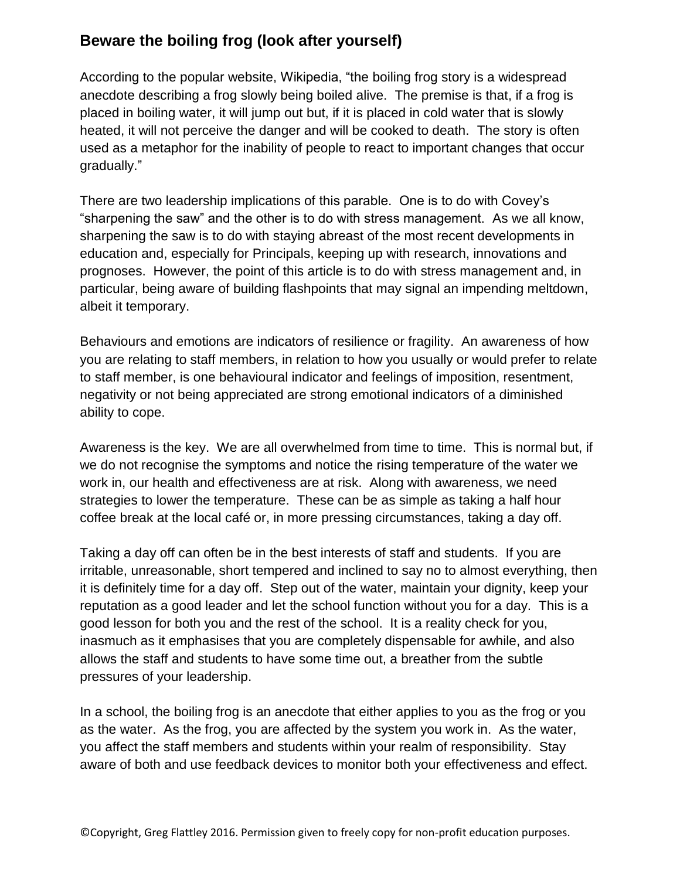## Beware the boiling frog (look after yourself)

According to the popular website, Wikipedia, “the boiling frog story is a widespread anecdote describing a frog slowly being boiled alive. The premise is that, if a frog is placed in boiling water, it will jump out but, if it is placed in cold water that is slowly heated, it will not perceive the danger and will be cooked to death. The story is often used as a metaphor for the inability of people to react to important changes that occur gradually.”

There are two leadership implications of this parable. One is to do with Covey’s “sharpening the saw” and the other is to do with stress management. As we all know, sharpening the saw is to do with staying abreast of the most recent developments in education and, especially for Principals, keeping up with research, innovations and prognoses. However, the point of this article is to do with stress management and, in particular, being aware of building flashpoints that may signal an impending meltdown, albeit it temporary.

Behaviours and emotions are indicators of resilience or fragility. An awareness of how you are relating to staff members, in relation to how you usually or would prefer to relate to staff member, is one behavioural indicator and feelings of imposition, resentment, negativity or not being appreciated are strong emotional indicators of a diminished ability to cope.

Awareness is the key. We are all overwhelmed from time to time. This is normal but, if we do not recognise the symptoms and notice the rising temperature of the water we work in, our health and effectiveness are at risk. Along with awareness, we need strategies to lower the temperature. These can be as simple as taking a half hour coffee break at the local café or, in more pressing circumstances, taking a day off.

Taking a day off can often be in the best interests of staff and students. If you are irritable, unreasonable, short tempered and inclined to say no to almost everything, then it is definitely time for a day off. Step out of the water, maintain your dignity, keep your reputation as a good leader and let the school function without you for a day. This is a good lesson for both you and the rest of the school. It is a reality check for you, inasmuch as it emphasises that you are completely dispensable for awhile, and also allows the staff and students to have some time out, a breather from the subtle pressures of your leadership.

In a school, the boiling frog is an anecdote that either applies to you as the frog or you as the water. As the frog, you are affected by the system you work in. As the water, you affect the staff members and students within your realm of responsibility. Stay aware of both and use feedback devices to monitor both your effectiveness and effect.

©Copyright, Greg Flattley 2016. Permission given to freely copy for non-profit education purposes.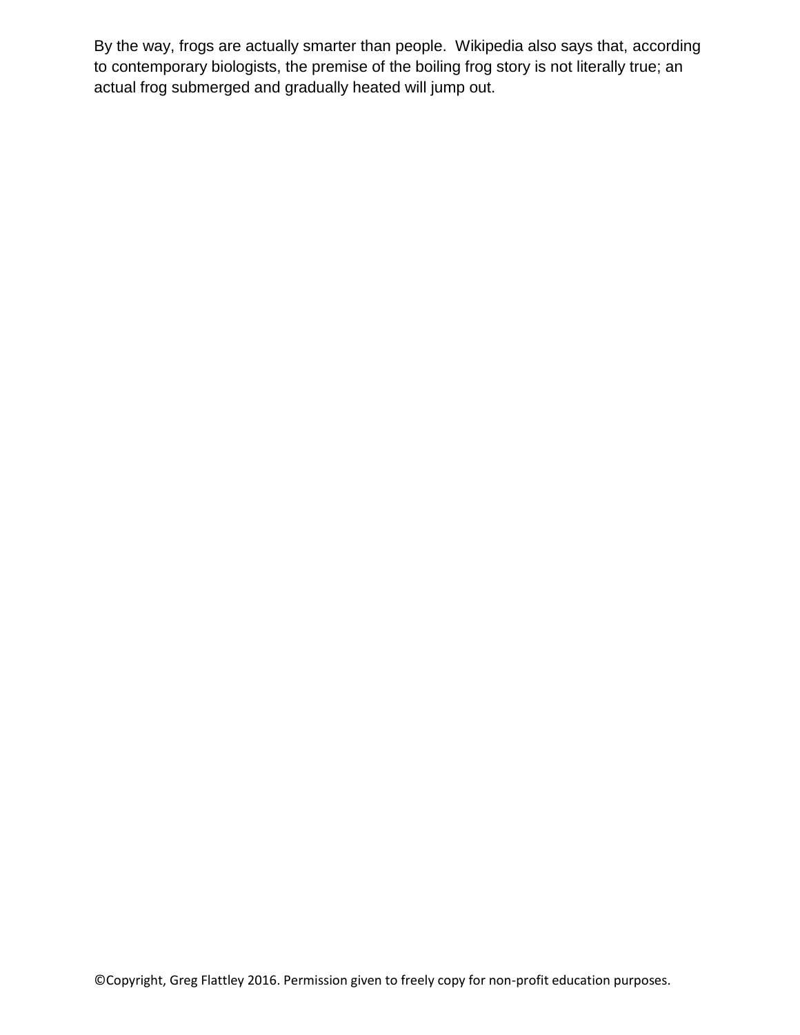By the way, frogs are actually smarter than people. Wikipedia also says that, according to contemporary biologists, the premise of the boiling frog story is not literally true; an actual frog submerged and gradually heated will jump out.

©Copyright, Greg Flattley 2016. Permission given to freely copy for non-profit education purposes.